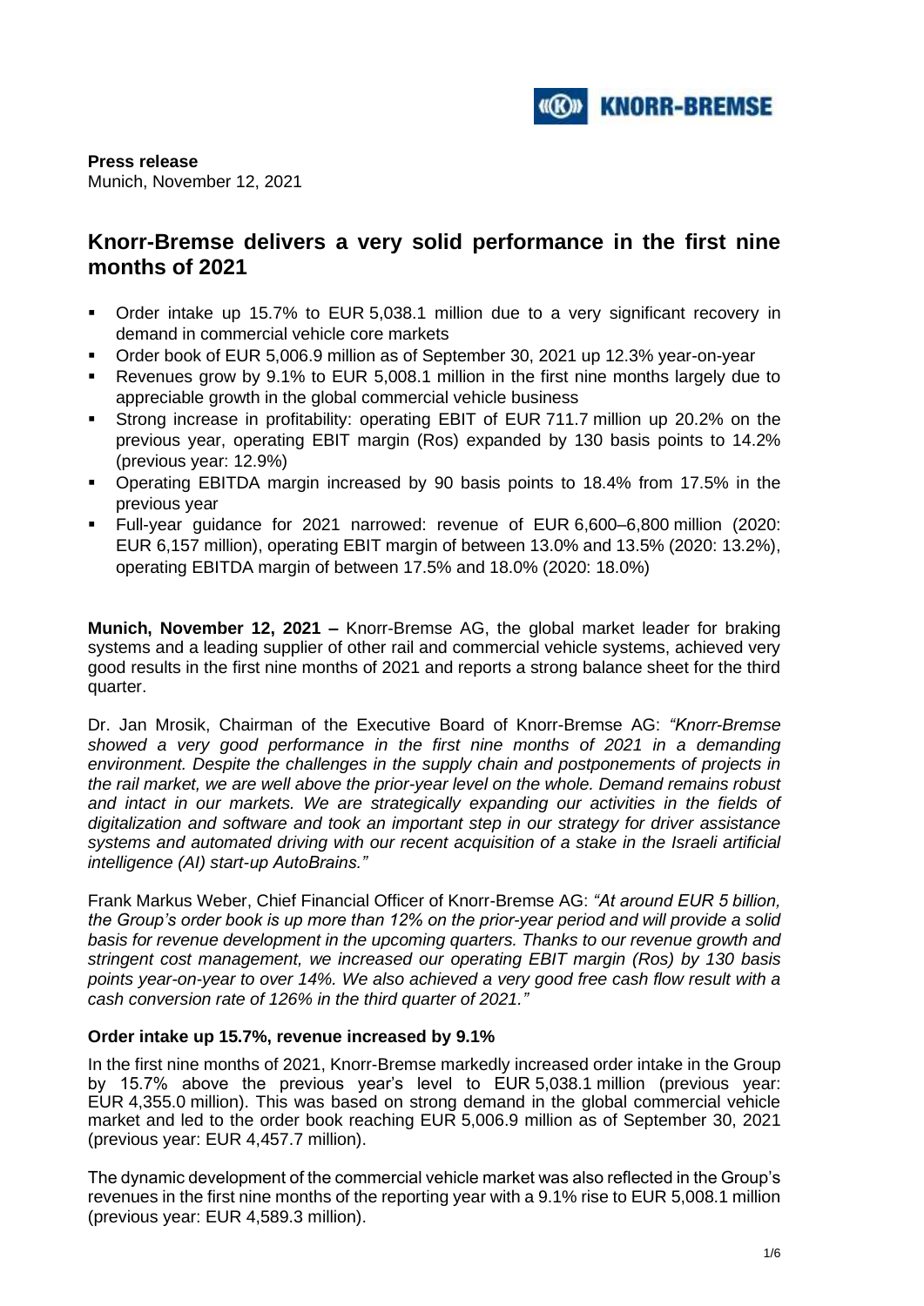**Press release**
Munich, November 12, 2021

# Knorr-Bremse delivers a very solid performance in the first nine months of 2021

- Order intake up 15.7% to EUR 5,038.1 million due to a very significant recovery in demand in commercial vehicle core markets
- Order book of EUR 5,006.9 million as of September 30, 2021 up 12.3% year-on-year
- Revenues grow by 9.1% to EUR 5,008.1 million in the first nine months largely due to appreciable growth in the global commercial vehicle business
- Strong increase in profitability: operating EBIT of EUR 711.7 million up 20.2% on the previous year, operating EBIT margin (Ros) expanded by 130 basis points to 14.2% (previous year: 12.9%)
- Operating EBITDA margin increased by 90 basis points to 18.4% from 17.5% in the previous year
- Full-year guidance for 2021 narrowed: revenue of EUR 6,600–6,800 million (2020: EUR 6,157 million), operating EBIT margin of between 13.0% and 13.5% (2020: 13.2%), operating EBITDA margin of between 17.5% and 18.0% (2020: 18.0%)

**Munich, November 12, 2021 –** Knorr-Bremse AG, the global market leader for braking systems and a leading supplier of other rail and commercial vehicle systems, achieved very good results in the first nine months of 2021 and reports a strong balance sheet for the third quarter.

Dr. Jan Mrosik, Chairman of the Executive Board of Knorr-Bremse AG: *"Knorr-Bremse showed a very good performance in the first nine months of 2021 in a demanding environment. Despite the challenges in the supply chain and postponements of projects in the rail market, we are well above the prior-year level on the whole. Demand remains robust and intact in our markets. We are strategically expanding our activities in the fields of digitalization and software and took an important step in our strategy for driver assistance systems and automated driving with our recent acquisition of a stake in the Israeli artificial intelligence (AI) start-up AutoBrains."*

Frank Markus Weber, Chief Financial Officer of Knorr-Bremse AG: *"At around EUR 5 billion, the Group's order book is up more than 12% on the prior-year period and will provide a solid basis for revenue development in the upcoming quarters. Thanks to our revenue growth and stringent cost management, we increased our operating EBIT margin (Ros) by 130 basis points year-on-year to over 14%. We also achieved a very good free cash flow result with a cash conversion rate of 126% in the third quarter of 2021."*

### Order intake up 15.7%, revenue increased by 9.1%

In the first nine months of 2021, Knorr-Bremse markedly increased order intake in the Group by 15.7% above the previous year's level to EUR 5,038.1 million (previous year: EUR 4,355.0 million). This was based on strong demand in the global commercial vehicle market and led to the order book reaching EUR 5,006.9 million as of September 30, 2021 (previous year: EUR 4,457.7 million).

The dynamic development of the commercial vehicle market was also reflected in the Group's revenues in the first nine months of the reporting year with a 9.1% rise to EUR 5,008.1 million (previous year: EUR 4,589.3 million).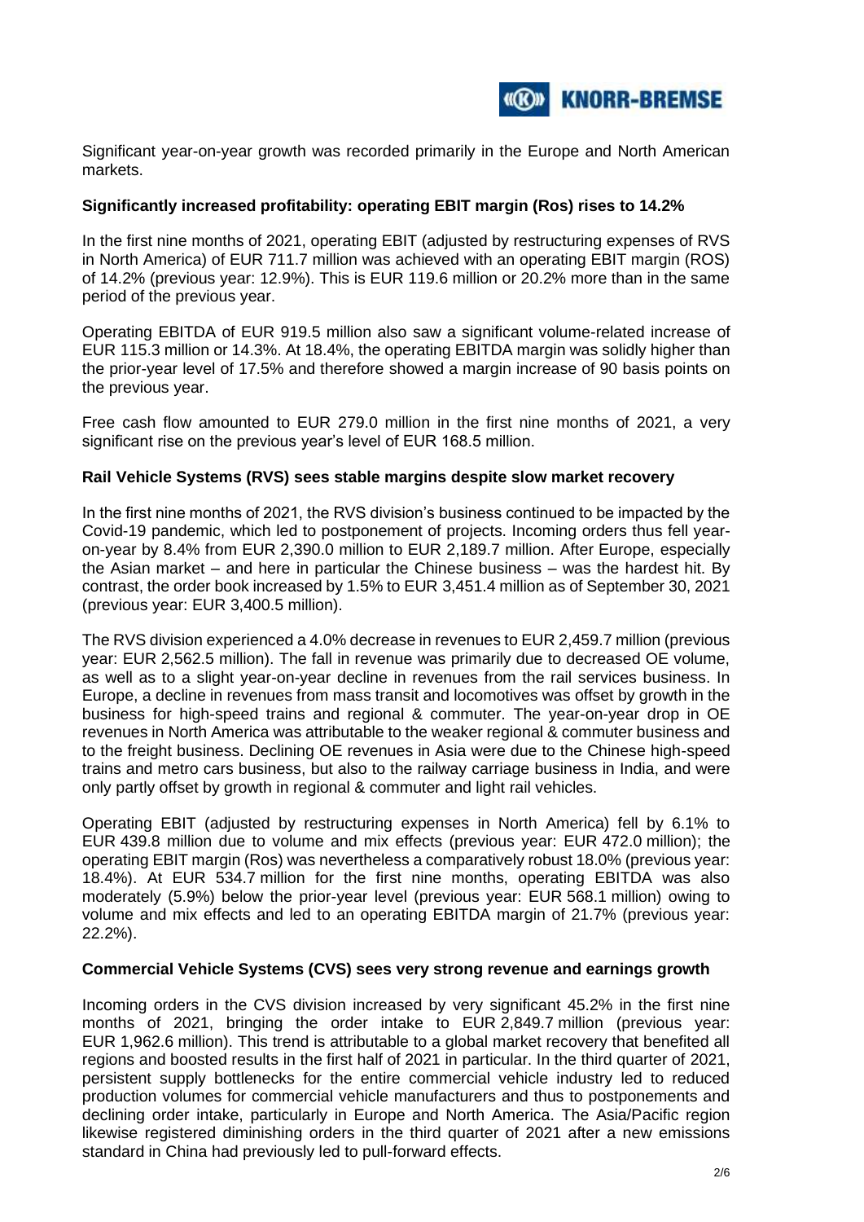Significant year-on-year growth was recorded primarily in the Europe and North American markets.

**Significantly increased profitability: operating EBIT margin (Ros) rises to 14.2%**

In the first nine months of 2021, operating EBIT (adjusted by restructuring expenses of RVS in North America) of EUR 711.7 million was achieved with an operating EBIT margin (ROS) of 14.2% (previous year: 12.9%). This is EUR 119.6 million or 20.2% more than in the same period of the previous year.

Operating EBITDA of EUR 919.5 million also saw a significant volume-related increase of EUR 115.3 million or 14.3%. At 18.4%, the operating EBITDA margin was solidly higher than the prior-year level of 17.5% and therefore showed a margin increase of 90 basis points on the previous year.

Free cash flow amounted to EUR 279.0 million in the first nine months of 2021, a very significant rise on the previous year's level of EUR 168.5 million.

**Rail Vehicle Systems (RVS) sees stable margins despite slow market recovery**

In the first nine months of 2021, the RVS division's business continued to be impacted by the Covid-19 pandemic, which led to postponement of projects. Incoming orders thus fell year-on-year by 8.4% from EUR 2,390.0 million to EUR 2,189.7 million. After Europe, especially the Asian market – and here in particular the Chinese business – was the hardest hit. By contrast, the order book increased by 1.5% to EUR 3,451.4 million as of September 30, 2021 (previous year: EUR 3,400.5 million).

The RVS division experienced a 4.0% decrease in revenues to EUR 2,459.7 million (previous year: EUR 2,562.5 million). The fall in revenue was primarily due to decreased OE volume, as well as to a slight year-on-year decline in revenues from the rail services business. In Europe, a decline in revenues from mass transit and locomotives was offset by growth in the business for high-speed trains and regional & commuter. The year-on-year drop in OE revenues in North America was attributable to the weaker regional & commuter business and to the freight business. Declining OE revenues in Asia were due to the Chinese high-speed trains and metro cars business, but also to the railway carriage business in India, and were only partly offset by growth in regional & commuter and light rail vehicles.

Operating EBIT (adjusted by restructuring expenses in North America) fell by 6.1% to EUR 439.8 million due to volume and mix effects (previous year: EUR 472.0 million); the operating EBIT margin (Ros) was nevertheless a comparatively robust 18.0% (previous year: 18.4%). At EUR 534.7 million for the first nine months, operating EBITDA was also moderately (5.9%) below the prior-year level (previous year: EUR 568.1 million) owing to volume and mix effects and led to an operating EBITDA margin of 21.7% (previous year: 22.2%).

**Commercial Vehicle Systems (CVS) sees very strong revenue and earnings growth**

Incoming orders in the CVS division increased by very significant 45.2% in the first nine months of 2021, bringing the order intake to EUR 2,849.7 million (previous year: EUR 1,962.6 million). This trend is attributable to a global market recovery that benefited all regions and boosted results in the first half of 2021 in particular. In the third quarter of 2021, persistent supply bottlenecks for the entire commercial vehicle industry led to reduced production volumes for commercial vehicle manufacturers and thus to postponements and declining order intake, particularly in Europe and North America. The Asia/Pacific region likewise registered diminishing orders in the third quarter of 2021 after a new emissions standard in China had previously led to pull-forward effects.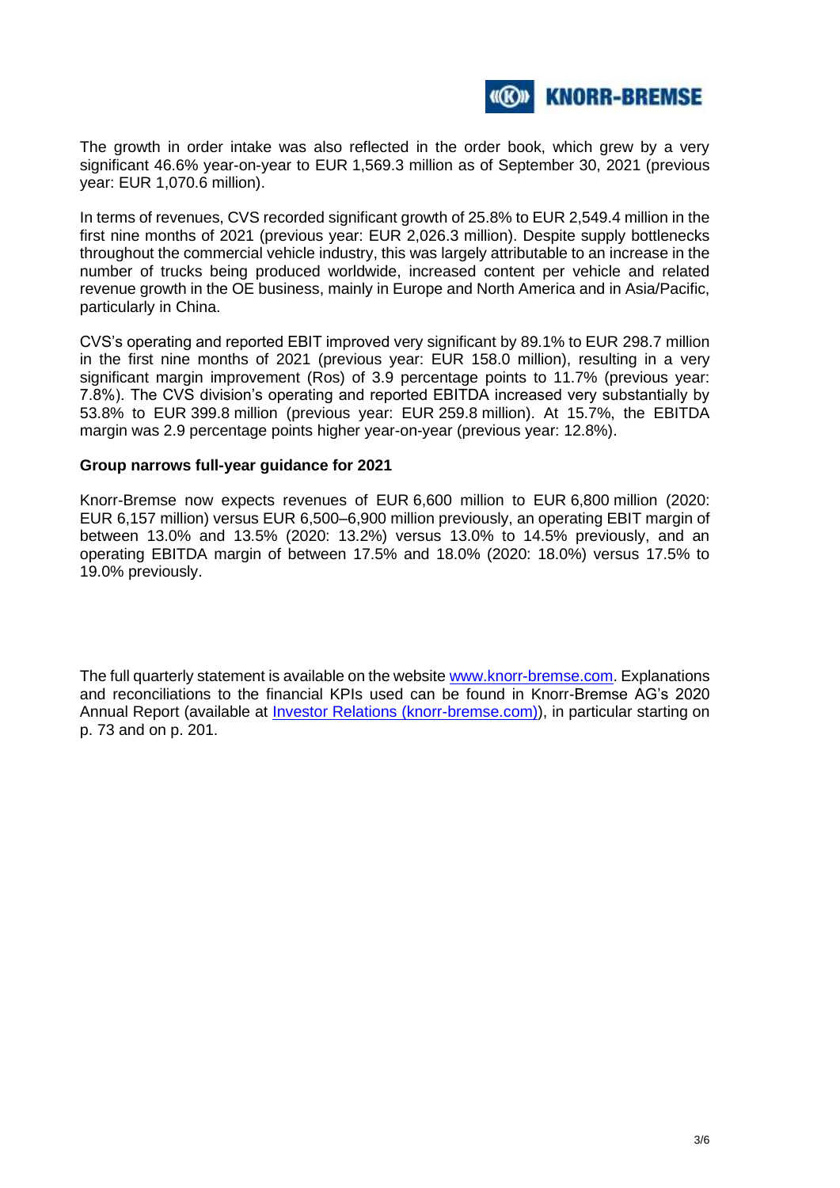The growth in order intake was also reflected in the order book, which grew by a very significant 46.6% year-on-year to EUR 1,569.3 million as of September 30, 2021 (previous year: EUR 1,070.6 million).

In terms of revenues, CVS recorded significant growth of 25.8% to EUR 2,549.4 million in the first nine months of 2021 (previous year: EUR 2,026.3 million). Despite supply bottlenecks throughout the commercial vehicle industry, this was largely attributable to an increase in the number of trucks being produced worldwide, increased content per vehicle and related revenue growth in the OE business, mainly in Europe and North America and in Asia/Pacific, particularly in China.

CVS's operating and reported EBIT improved very significant by 89.1% to EUR 298.7 million in the first nine months of 2021 (previous year: EUR 158.0 million), resulting in a very significant margin improvement (Ros) of 3.9 percentage points to 11.7% (previous year: 7.8%). The CVS division's operating and reported EBITDA increased very substantially by 53.8% to EUR 399.8 million (previous year: EUR 259.8 million). At 15.7%, the EBITDA margin was 2.9 percentage points higher year-on-year (previous year: 12.8%).

**Group narrows full-year guidance for 2021**

Knorr-Bremse now expects revenues of EUR 6,600 million to EUR 6,800 million (2020: EUR 6,157 million) versus EUR 6,500–6,900 million previously, an operating EBIT margin of between 13.0% and 13.5% (2020: 13.2%) versus 13.0% to 14.5% previously, and an operating EBITDA margin of between 17.5% and 18.0% (2020: 18.0%) versus 17.5% to 19.0% previously.

The full quarterly statement is available on the website [www.knorr-bremse.com](www.knorr-bremse.com). Explanations and reconciliations to the financial KPIs used can be found in Knorr-Bremse AG's 2020 Annual Report (available at [Investor Relations (knorr-bremse.com)](knorr-bremse.com)), in particular starting on p. 73 and on p. 201.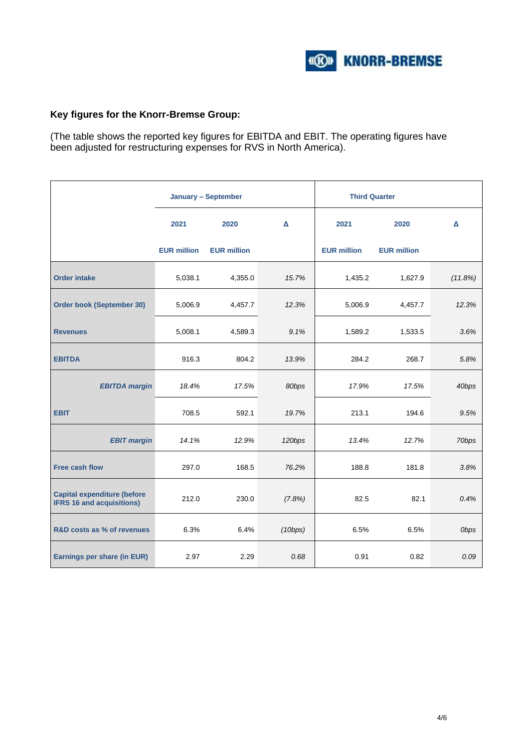**Key figures for the Knorr-Bremse Group:**

(The table shows the reported key figures for EBITDA and EBIT. The operating figures have been adjusted for restructuring expenses for RVS in North America).

| | January – September | | | Third Quarter | | |
|---|---|---|---|---|---|---|
| | 2021<br>EUR million | 2020<br>EUR million | Δ | 2021<br>EUR million | 2020<br>EUR million | Δ |
| **Order intake** | 5,038.1 | 4,355.0 | *15.7%* | 1,435.2 | 1,627.9 | *(11.8%)* |
| **Order book (September 30)** | 5,006.9 | 4,457.7 | *12.3%* | 5,006.9 | 4,457.7 | *12.3%* |
| **Revenues** | 5,008.1 | 4,589.3 | *9.1%* | 1,589.2 | 1,533.5 | *3.6%* |
| **EBITDA** | 916.3 | 804.2 | *13.9%* | 284.2 | 268.7 | *5.8%* |
| ***EBITDA margin*** | *18.4%* | *17.5%* | *80bps* | *17.9%* | *17.5%* | *40bps* |
| **EBIT** | 708.5 | 592.1 | *19.7%* | 213.1 | 194.6 | *9.5%* |
| ***EBIT margin*** | *14.1%* | *12.9%* | *120bps* | *13.4%* | *12.7%* | *70bps* |
| **Free cash flow** | 297.0 | 168.5 | *76.2%* | 188.8 | 181.8 | *3.8%* |
| **Capital expenditure (before IFRS 16 and acquisitions)** | 212.0 | 230.0 | *(7.8%)* | 82.5 | 82.1 | *0.4%* |
| **R&D costs as % of revenues** | 6.3% | 6.4% | *(10bps)* | 6.5% | 6.5% | *0bps* |
| **Earnings per share (in EUR)** | 2.97 | 2.29 | *0.68* | 0.91 | 0.82 | *0.09* |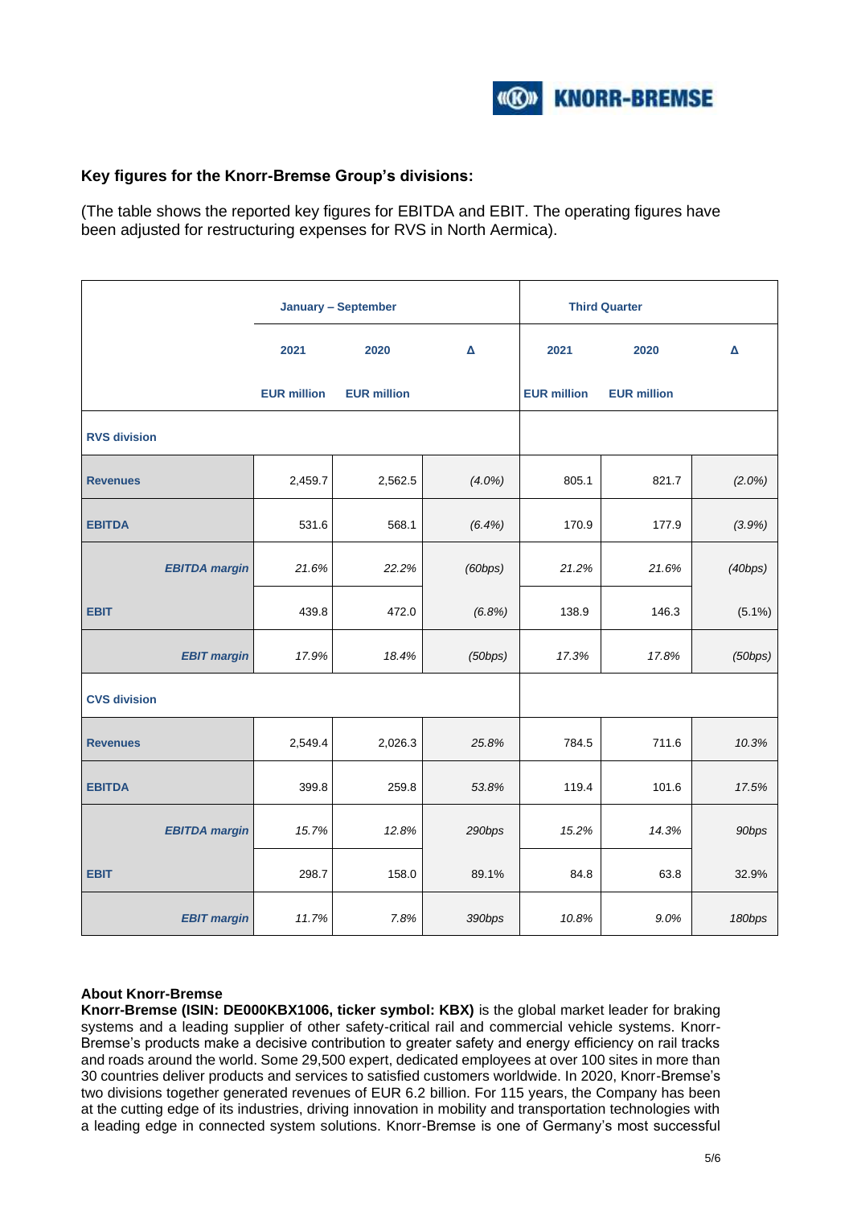### Key figures for the Knorr-Bremse Group's divisions:

(The table shows the reported key figures for EBITDA and EBIT. The operating figures have been adjusted for restructuring expenses for RVS in North Aermica).

| | January – September | | | Third Quarter | | |
|---|---|---|---|---|---|---|
| | 2021 | 2020 | Δ | 2021 | 2020 | Δ |
| | EUR million | EUR million | | EUR million | EUR million | |
| **RVS division** | | | | | | |
| **Revenues** | 2,459.7 | 2,562.5 | *(4.0%)* | 805.1 | 821.7 | *(2.0%)* |
| **EBITDA** | 531.6 | 568.1 | *(6.4%)* | 170.9 | 177.9 | *(3.9%)* |
| ***EBITDA margin*** | *21.6%* | *22.2%* | *(60bps)* | *21.2%* | *21.6%* | *(40bps)* |
| **EBIT** | 439.8 | 472.0 | *(6.8%)* | 138.9 | 146.3 | (5.1%) |
| ***EBIT margin*** | *17.9%* | *18.4%* | *(50bps)* | *17.3%* | *17.8%* | *(50bps)* |
| **CVS division** | | | | | | |
| **Revenues** | 2,549.4 | 2,026.3 | *25.8%* | 784.5 | 711.6 | *10.3%* |
| **EBITDA** | 399.8 | 259.8 | *53.8%* | 119.4 | 101.6 | *17.5%* |
| ***EBITDA margin*** | *15.7%* | *12.8%* | *290bps* | *15.2%* | *14.3%* | *90bps* |
| **EBIT** | 298.7 | 158.0 | 89.1% | 84.8 | 63.8 | 32.9% |
| ***EBIT margin*** | *11.7%* | *7.8%* | *390bps* | *10.8%* | *9.0%* | *180bps* |

**About Knorr-Bremse**

**Knorr-Bremse (ISIN: DE000KBX1006, ticker symbol: KBX)** is the global market leader for braking systems and a leading supplier of other safety-critical rail and commercial vehicle systems. Knorr-Bremse's products make a decisive contribution to greater safety and energy efficiency on rail tracks and roads around the world. Some 29,500 expert, dedicated employees at over 100 sites in more than 30 countries deliver products and services to satisfied customers worldwide. In 2020, Knorr-Bremse's two divisions together generated revenues of EUR 6.2 billion. For 115 years, the Company has been at the cutting edge of its industries, driving innovation in mobility and transportation technologies with a leading edge in connected system solutions. Knorr-Bremse is one of Germany's most successful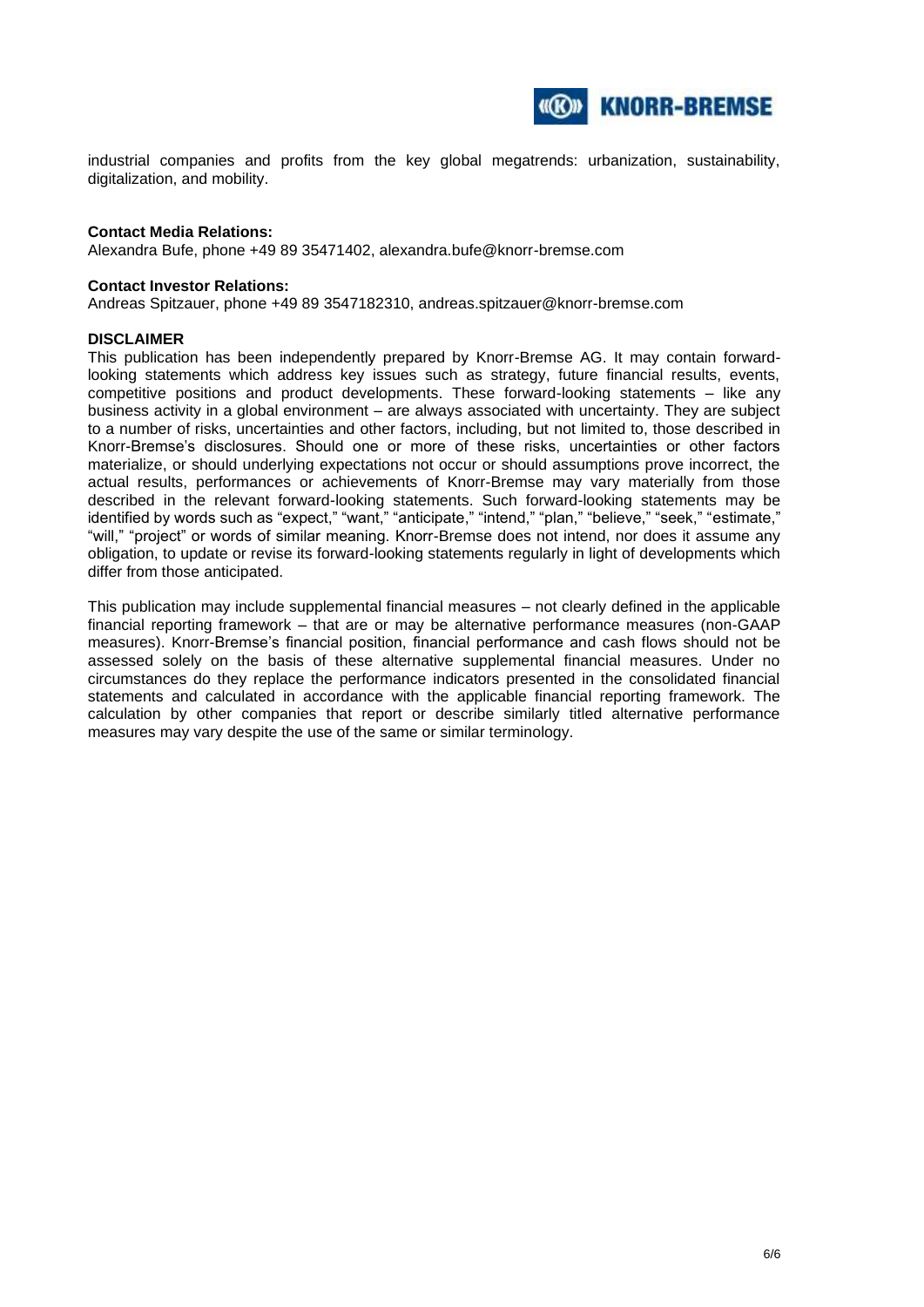industrial companies and profits from the key global megatrends: urbanization, sustainability, digitalization, and mobility.

**Contact Media Relations:**
Alexandra Bufe, phone +49 89 35471402, alexandra.bufe@knorr-bremse.com

**Contact Investor Relations:**
Andreas Spitzauer, phone +49 89 3547182310, andreas.spitzauer@knorr-bremse.com

**DISCLAIMER**

This publication has been independently prepared by Knorr-Bremse AG. It may contain forward-looking statements which address key issues such as strategy, future financial results, events, competitive positions and product developments. These forward-looking statements – like any business activity in a global environment – are always associated with uncertainty. They are subject to a number of risks, uncertainties and other factors, including, but not limited to, those described in Knorr-Bremse's disclosures. Should one or more of these risks, uncertainties or other factors materialize, or should underlying expectations not occur or should assumptions prove incorrect, the actual results, performances or achievements of Knorr-Bremse may vary materially from those described in the relevant forward-looking statements. Such forward-looking statements may be identified by words such as "expect," "want," "anticipate," "intend," "plan," "believe," "seek," "estimate," "will," "project" or words of similar meaning. Knorr-Bremse does not intend, nor does it assume any obligation, to update or revise its forward-looking statements regularly in light of developments which differ from those anticipated.

This publication may include supplemental financial measures – not clearly defined in the applicable financial reporting framework – that are or may be alternative performance measures (non-GAAP measures). Knorr-Bremse's financial position, financial performance and cash flows should not be assessed solely on the basis of these alternative supplemental financial measures. Under no circumstances do they replace the performance indicators presented in the consolidated financial statements and calculated in accordance with the applicable financial reporting framework. The calculation by other companies that report or describe similarly titled alternative performance measures may vary despite the use of the same or similar terminology.